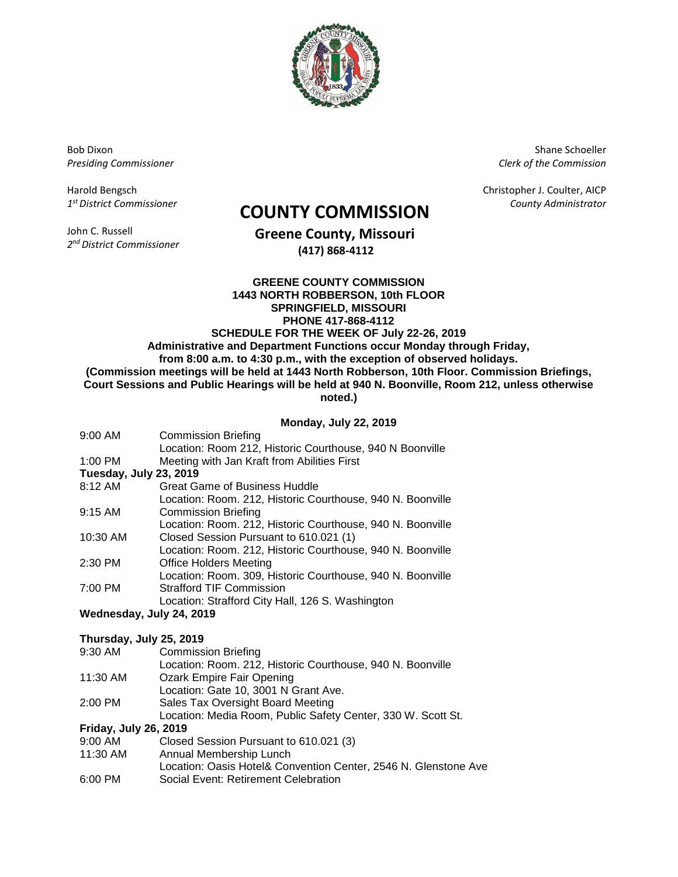Bob Dixon
*Presiding Commissioner*

Harold Bengsch
*1st District Commissioner*

John C. Russell
*2nd District Commissioner*

Shane Schoeller
*Clerk of the Commission*

Christopher J. Coulter, AICP
*County Administrator*

# COUNTY COMMISSION

## Greene County, Missouri

**(417) 868-4112**

**GREENE COUNTY COMMISSION**
**1443 NORTH ROBBERSON, 10th FLOOR**
**SPRINGFIELD, MISSOURI**
**PHONE 417-868-4112**
**SCHEDULE FOR THE WEEK OF July 22-26, 2019**
**Administrative and Department Functions occur Monday through Friday, from 8:00 a.m. to 4:30 p.m., with the exception of observed holidays.**
**(Commission meetings will be held at 1443 North Robberson, 10th Floor. Commission Briefings, Court Sessions and Public Hearings will be held at 940 N. Boonville, Room 212, unless otherwise noted.)**

**Monday, July 22, 2019**

9:00 AM Commission Briefing
Location: Room 212, Historic Courthouse, 940 N Boonville

1:00 PM Meeting with Jan Kraft from Abilities First

**Tuesday, July 23, 2019**

8:12 AM Great Game of Business Huddle
Location: Room. 212, Historic Courthouse, 940 N. Boonville

9:15 AM Commission Briefing
Location: Room. 212, Historic Courthouse, 940 N. Boonville

10:30 AM Closed Session Pursuant to 610.021 (1)
Location: Room. 212, Historic Courthouse, 940 N. Boonville

2:30 PM Office Holders Meeting
Location: Room. 309, Historic Courthouse, 940 N. Boonville

7:00 PM Strafford TIF Commission
Location: Strafford City Hall, 126 S. Washington

**Wednesday, July 24, 2019**

**Thursday, July 25, 2019**

9:30 AM Commission Briefing
Location: Room. 212, Historic Courthouse, 940 N. Boonville

11:30 AM Ozark Empire Fair Opening
Location: Gate 10, 3001 N Grant Ave.

2:00 PM Sales Tax Oversight Board Meeting
Location: Media Room, Public Safety Center, 330 W. Scott St.

**Friday, July 26, 2019**

9:00 AM Closed Session Pursuant to 610.021 (3)

11:30 AM Annual Membership Lunch
Location: Oasis Hotel& Convention Center, 2546 N. Glenstone Ave

6:00 PM Social Event: Retirement Celebration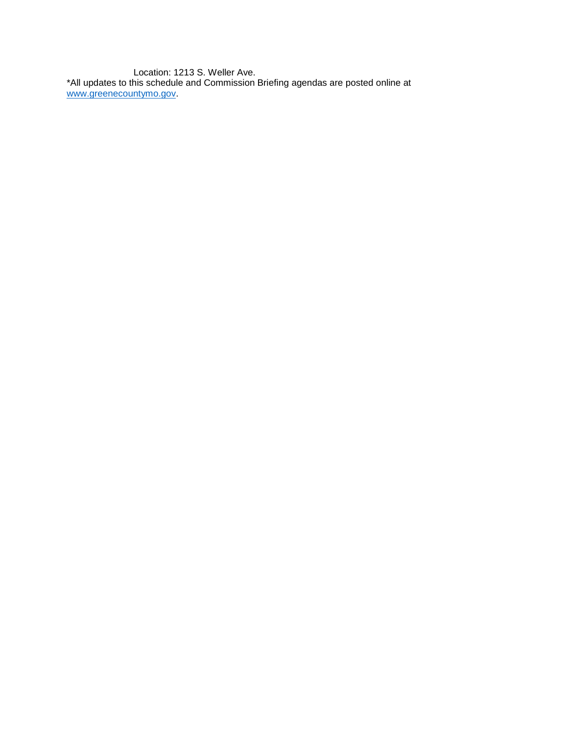Location: 1213 S. Weller Ave.

*All updates to this schedule and Commission Briefing agendas are posted online at www.greenecountymo.gov.